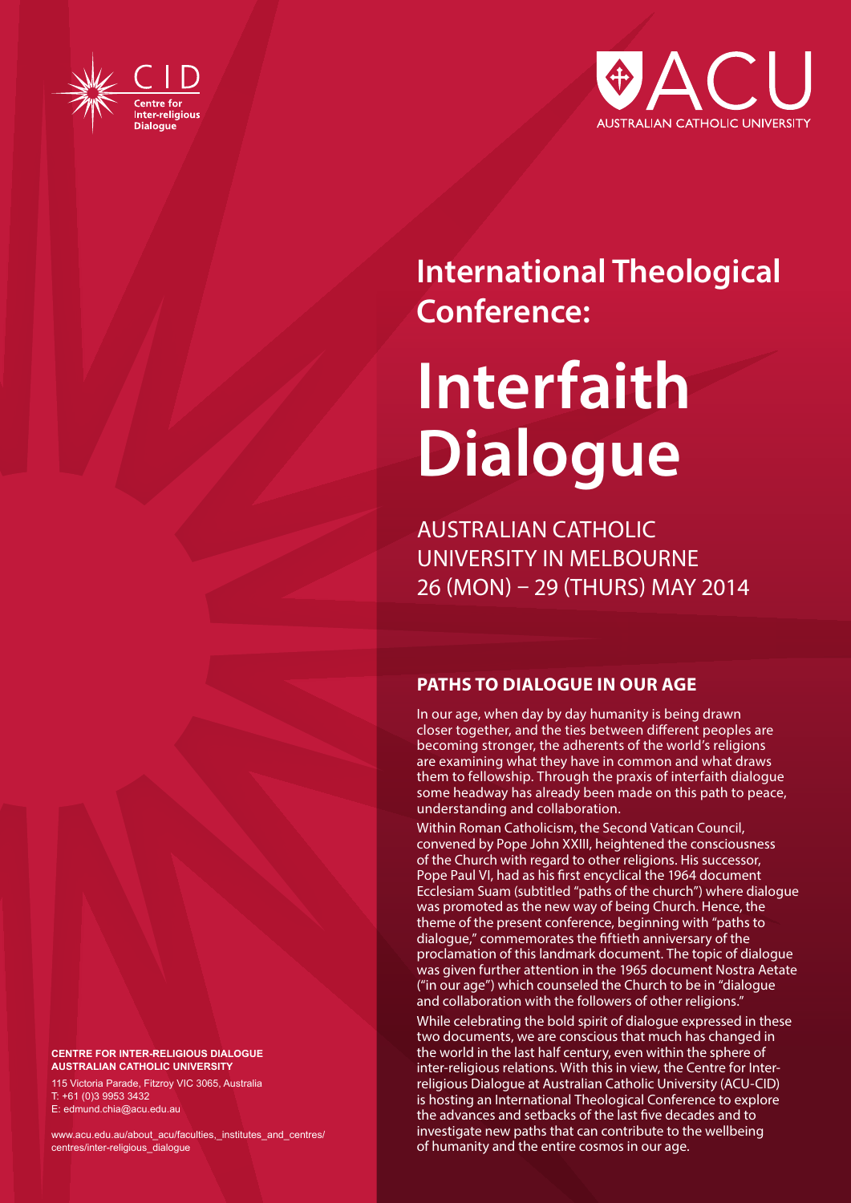CID Centre for Inter-religious Dialogue

ACU AUSTRALIAN CATHOLIC UNIVERSITY

## International Theological Conference:

# Interfaith Dialogue

AUSTRALIAN CATHOLIC UNIVERSITY IN MELBOURNE
26 (MON) – 29 (THURS) MAY 2014

## PATHS TO DIALOGUE IN OUR AGE

In our age, when day by day humanity is being drawn closer together, and the ties between different peoples are becoming stronger, the adherents of the world's religions are examining what they have in common and what draws them to fellowship. Through the praxis of interfaith dialogue some headway has already been made on this path to peace, understanding and collaboration.

Within Roman Catholicism, the Second Vatican Council, convened by Pope John XXIII, heightened the consciousness of the Church with regard to other religions. His successor, Pope Paul VI, had as his first encyclical the 1964 document Ecclesiam Suam (subtitled "paths of the church") where dialogue was promoted as the new way of being Church. Hence, the theme of the present conference, beginning with "paths to dialogue," commemorates the fiftieth anniversary of the proclamation of this landmark document. The topic of dialogue was given further attention in the 1965 document Nostra Aetate ("in our age") which counseled the Church to be in "dialogue and collaboration with the followers of other religions."

While celebrating the bold spirit of dialogue expressed in these two documents, we are conscious that much has changed in the world in the last half century, even within the sphere of inter-religious relations. With this in view, the Centre for Inter-religious Dialogue at Australian Catholic University (ACU-CID) is hosting an International Theological Conference to explore the advances and setbacks of the last five decades and to investigate new paths that can contribute to the wellbeing of humanity and the entire cosmos in our age.

**CENTRE FOR INTER-RELIGIOUS DIALOGUE**
**AUSTRALIAN CATHOLIC UNIVERSITY**

115 Victoria Parade, Fitzroy VIC 3065, Australia
T: +61 (0)3 9953 3432
E: edmund.chia@acu.edu.au

www.acu.edu.au/about_acu/faculties,_institutes_and_centres/centres/inter-religious_dialogue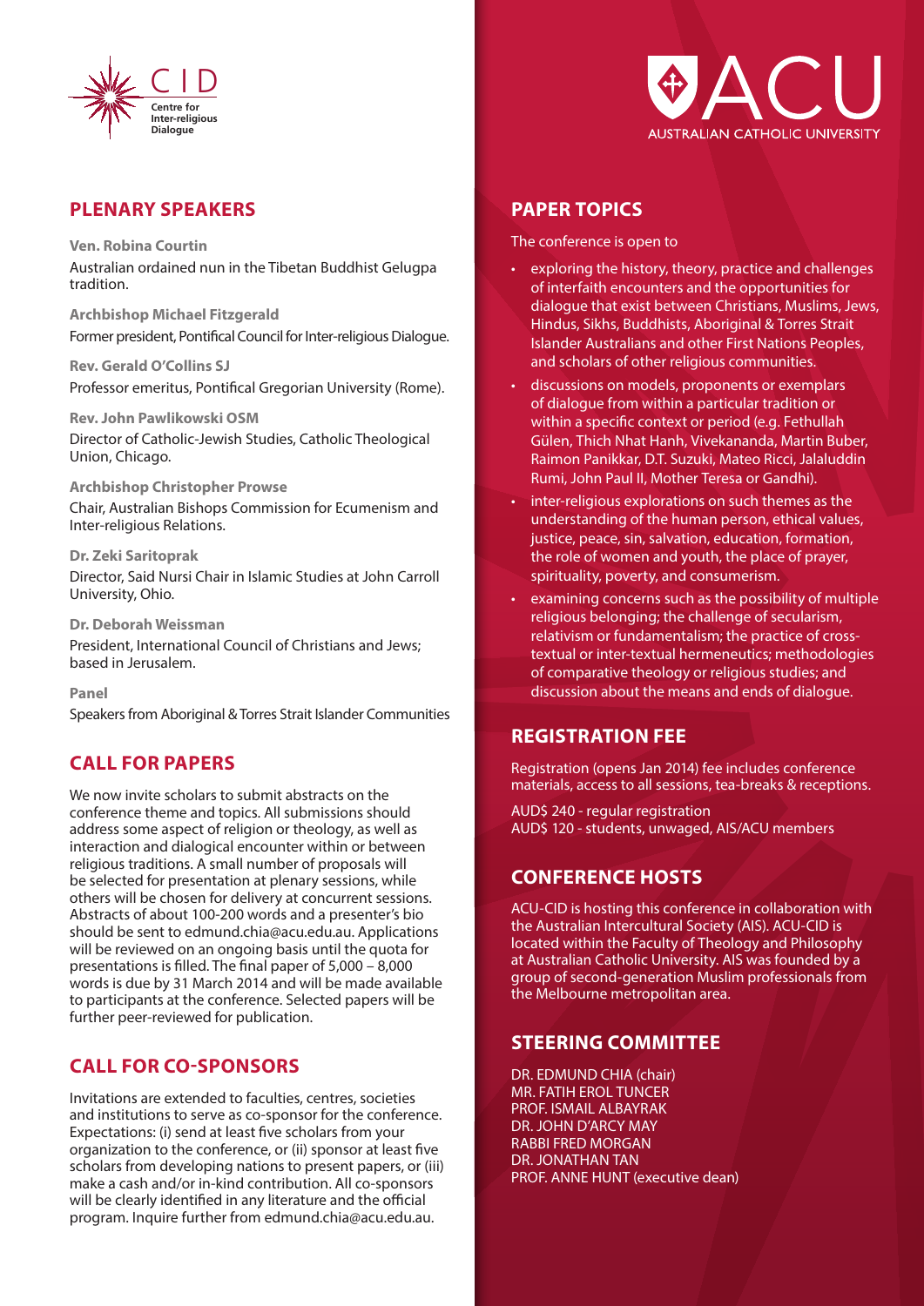CID Centre for Inter-religious Dialogue

ACU AUSTRALIAN CATHOLIC UNIVERSITY

## PLENARY SPEAKERS

**Ven. Robina Courtin**
Australian ordained nun in the Tibetan Buddhist Gelugpa tradition.

**Archbishop Michael Fitzgerald**
Former president, Pontifical Council for Inter-religious Dialogue.

**Rev. Gerald O'Collins SJ**
Professor emeritus, Pontifical Gregorian University (Rome).

**Rev. John Pawlikowski OSM**
Director of Catholic-Jewish Studies, Catholic Theological Union, Chicago.

**Archbishop Christopher Prowse**
Chair, Australian Bishops Commission for Ecumenism and Inter-religious Relations.

**Dr. Zeki Saritoprak**
Director, Said Nursi Chair in Islamic Studies at John Carroll University, Ohio.

**Dr. Deborah Weissman**
President, International Council of Christians and Jews; based in Jerusalem.

**Panel**
Speakers from Aboriginal & Torres Strait Islander Communities

## CALL FOR PAPERS

We now invite scholars to submit abstracts on the conference theme and topics. All submissions should address some aspect of religion or theology, as well as interaction and dialogical encounter within or between religious traditions. A small number of proposals will be selected for presentation at plenary sessions, while others will be chosen for delivery at concurrent sessions. Abstracts of about 100-200 words and a presenter's bio should be sent to edmund.chia@acu.edu.au. Applications will be reviewed on an ongoing basis until the quota for presentations is filled. The final paper of 5,000 – 8,000 words is due by 31 March 2014 and will be made available to participants at the conference. Selected papers will be further peer-reviewed for publication.

## CALL FOR CO-SPONSORS

Invitations are extended to faculties, centres, societies and institutions to serve as co-sponsor for the conference. Expectations: (i) send at least five scholars from your organization to the conference, or (ii) sponsor at least five scholars from developing nations to present papers, or (iii) make a cash and/or in-kind contribution. All co-sponsors will be clearly identified in any literature and the official program. Inquire further from edmund.chia@acu.edu.au.

## PAPER TOPICS

The conference is open to

- exploring the history, theory, practice and challenges of interfaith encounters and the opportunities for dialogue that exist between Christians, Muslims, Jews, Hindus, Sikhs, Buddhists, Aboriginal & Torres Strait Islander Australians and other First Nations Peoples, and scholars of other religious communities.
- discussions on models, proponents or exemplars of dialogue from within a particular tradition or within a specific context or period (e.g. Fethullah Gülen, Thich Nhat Hanh, Vivekananda, Martin Buber, Raimon Panikkar, D.T. Suzuki, Mateo Ricci, Jalaluddin Rumi, John Paul II, Mother Teresa or Gandhi).
- inter-religious explorations on such themes as the understanding of the human person, ethical values, justice, peace, sin, salvation, education, formation, the role of women and youth, the place of prayer, spirituality, poverty, and consumerism.
- examining concerns such as the possibility of multiple religious belonging; the challenge of secularism, relativism or fundamentalism; the practice of cross-textual or inter-textual hermeneutics; methodologies of comparative theology or religious studies; and discussion about the means and ends of dialogue.

## REGISTRATION FEE

Registration (opens Jan 2014) fee includes conference materials, access to all sessions, tea-breaks & receptions.

AUD$ 240 - regular registration
AUD$ 120 - students, unwaged, AIS/ACU members

## CONFERENCE HOSTS

ACU-CID is hosting this conference in collaboration with the Australian Intercultural Society (AIS). ACU-CID is located within the Faculty of Theology and Philosophy at Australian Catholic University. AIS was founded by a group of second-generation Muslim professionals from the Melbourne metropolitan area.

## STEERING COMMITTEE

DR. EDMUND CHIA (chair)
MR. FATIH EROL TUNCER
PROF. ISMAIL ALBAYRAK
DR. JOHN D'ARCY MAY
RABBI FRED MORGAN
DR. JONATHAN TAN
PROF. ANNE HUNT (executive dean)